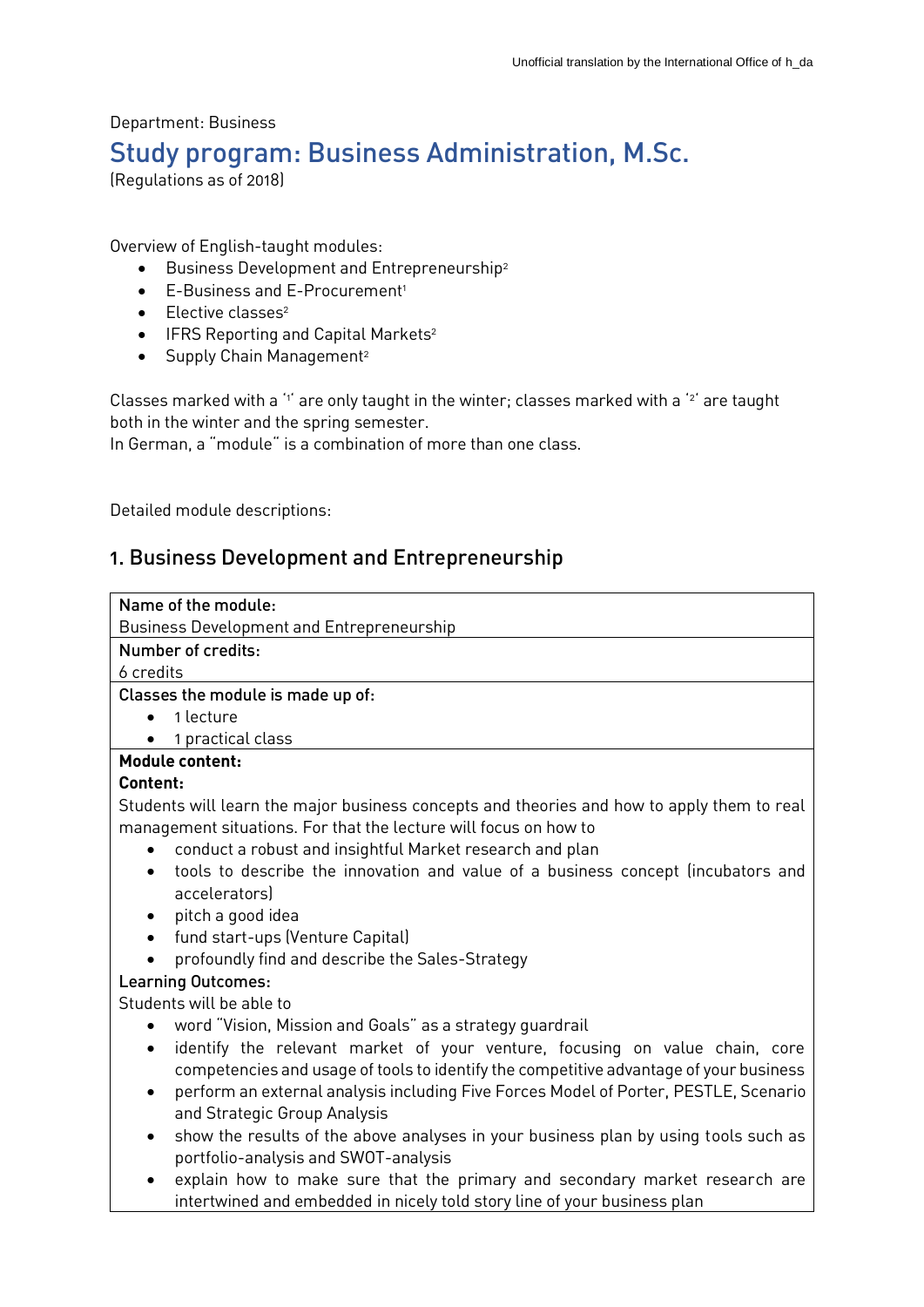Department: Business

# Study program: Business Administration, M.Sc.

(Regulations as of 2018)

Overview of English-taught modules:

- Business Development and Entrepreneurship[2]
- E-Business and E-Procurement[1]
- Elective classes[2]
- IFRS Reporting and Capital Markets[2]
- Supply Chain Management[2]

Classes marked with a '1' are only taught in the winter; classes marked with a '2' are taught both in the winter and the spring semester.
In German, a "module" is a combination of more than one class.

Detailed module descriptions:

## 1. Business Development and Entrepreneurship

**Name of the module:**
Business Development and Entrepreneurship

**Number of credits:**
6 credits

**Classes the module is made up of:**

- 1 lecture
- 1 practical class

**Module content:**

**Content:**
Students will learn the major business concepts and theories and how to apply them to real management situations. For that the lecture will focus on how to

- conduct a robust and insightful Market research and plan
- tools to describe the innovation and value of a business concept (incubators and accelerators)
- pitch a good idea
- fund start-ups (Venture Capital)
- profoundly find and describe the Sales-Strategy

**Learning Outcomes:**
Students will be able to

- word "Vision, Mission and Goals" as a strategy guardrail
- identify the relevant market of your venture, focusing on value chain, core competencies and usage of tools to identify the competitive advantage of your business
- perform an external analysis including Five Forces Model of Porter, PESTLE, Scenario and Strategic Group Analysis
- show the results of the above analyses in your business plan by using tools such as portfolio-analysis and SWOT-analysis
- explain how to make sure that the primary and secondary market research are intertwined and embedded in nicely told story line of your business plan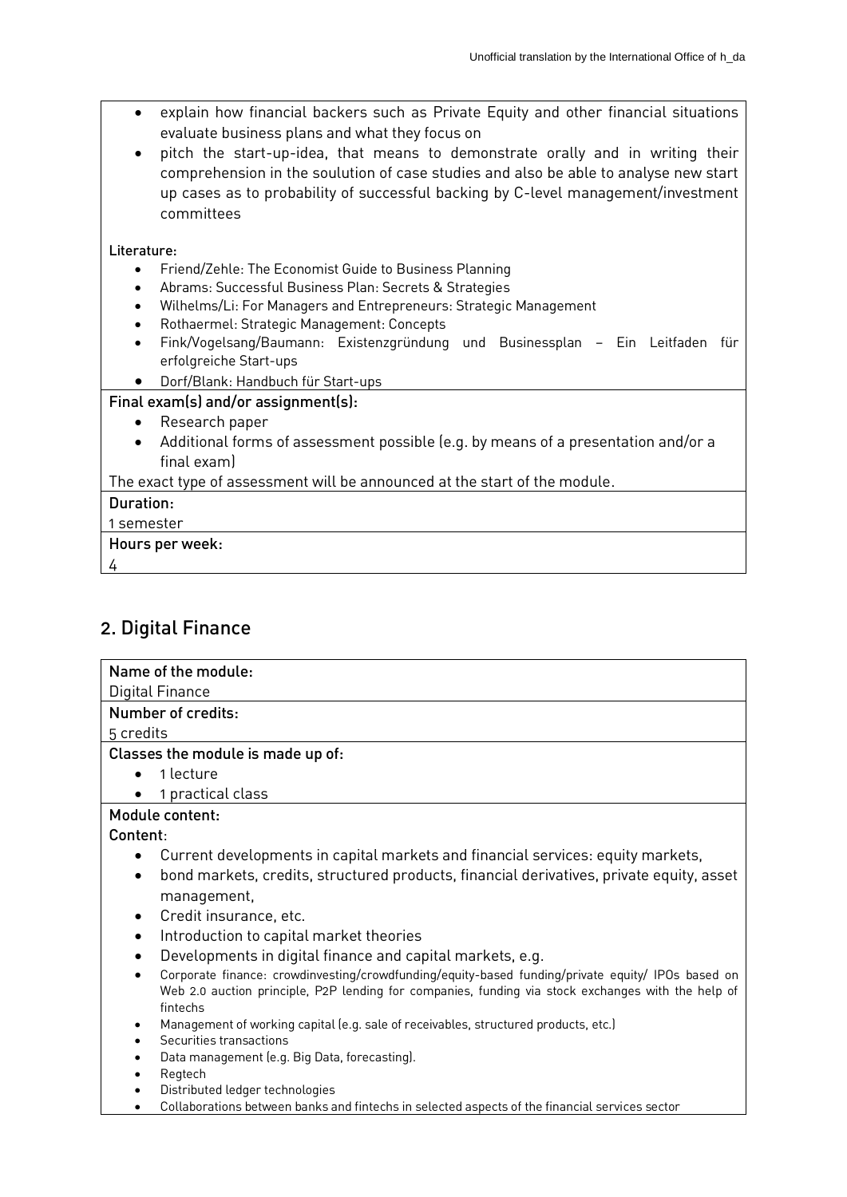- explain how financial backers such as Private Equity and other financial situations evaluate business plans and what they focus on
- pitch the start-up-idea, that means to demonstrate orally and in writing their comprehension in the soulution of case studies and also be able to analyse new start up cases as to probability of successful backing by C-level management/investment committees

**Literature:**

- Friend/Zehle: The Economist Guide to Business Planning
- Abrams: Successful Business Plan: Secrets & Strategies
- Wilhelms/Li: For Managers and Entrepreneurs: Strategic Management
- Rothaermel: Strategic Management: Concepts
- Fink/Vogelsang/Baumann: Existenzgründung und Businessplan – Ein Leitfaden für erfolgreiche Start-ups
- Dorf/Blank: Handbuch für Start-ups

**Final exam(s) and/or assignment(s):**

- Research paper
- Additional forms of assessment possible (e.g. by means of a presentation and/or a final exam)

The exact type of assessment will be announced at the start of the module.

**Duration:**

1 semester

**Hours per week:**

4

## 2. Digital Finance

**Name of the module:**

Digital Finance

**Number of credits:**

5 credits

**Classes the module is made up of:**

- 1 lecture
- 1 practical class

**Module content:**

**Content**:

- Current developments in capital markets and financial services: equity markets,
- bond markets, credits, structured products, financial derivatives, private equity, asset management,
- Credit insurance, etc.
- Introduction to capital market theories
- Developments in digital finance and capital markets, e.g.
- Corporate finance: crowdinvesting/crowdfunding/equity-based funding/private equity/ IPOs based on Web 2.0 auction principle, P2P lending for companies, funding via stock exchanges with the help of fintechs
- Management of working capital (e.g. sale of receivables, structured products, etc.)
- Securities transactions
- Data management (e.g. Big Data, forecasting).
- Regtech
- Distributed ledger technologies
- Collaborations between banks and fintechs in selected aspects of the financial services sector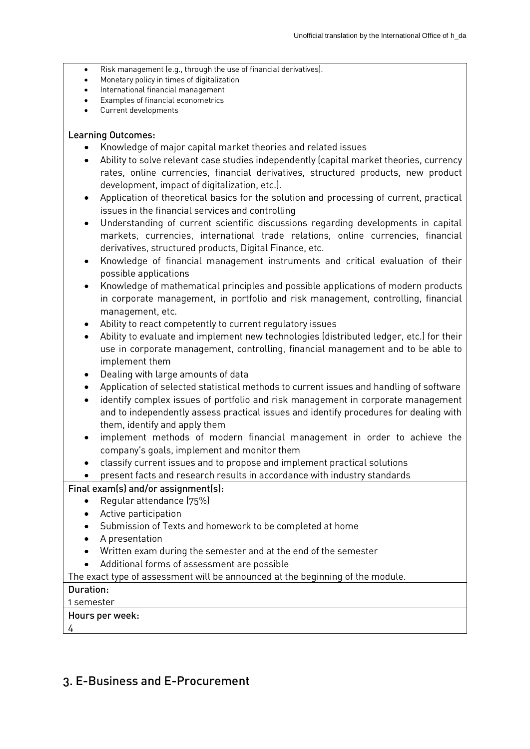- Risk management (e.g., through the use of financial derivatives).
- Monetary policy in times of digitalization
- International financial management
- Examples of financial econometrics
- Current developments

**Learning Outcomes:**

- Knowledge of major capital market theories and related issues
- Ability to solve relevant case studies independently (capital market theories, currency rates, online currencies, financial derivatives, structured products, new product development, impact of digitalization, etc.).
- Application of theoretical basics for the solution and processing of current, practical issues in the financial services and controlling
- Understanding of current scientific discussions regarding developments in capital markets, currencies, international trade relations, online currencies, financial derivatives, structured products, Digital Finance, etc.
- Knowledge of financial management instruments and critical evaluation of their possible applications
- Knowledge of mathematical principles and possible applications of modern products in corporate management, in portfolio and risk management, controlling, financial management, etc.
- Ability to react competently to current regulatory issues
- Ability to evaluate and implement new technologies (distributed ledger, etc.) for their use in corporate management, controlling, financial management and to be able to implement them
- Dealing with large amounts of data
- Application of selected statistical methods to current issues and handling of software
- identify complex issues of portfolio and risk management in corporate management and to independently assess practical issues and identify procedures for dealing with them, identify and apply them
- implement methods of modern financial management in order to achieve the company's goals, implement and monitor them
- classify current issues and to propose and implement practical solutions
- present facts and research results in accordance with industry standards

**Final exam(s) and/or assignment(s):**

- Regular attendance (75%)
- Active participation
- Submission of Texts and homework to be completed at home
- A presentation
- Written exam during the semester and at the end of the semester
- Additional forms of assessment are possible

The exact type of assessment will be announced at the beginning of the module.

**Duration:**

1 semester

**Hours per week:**

4

## 3. E-Business and E-Procurement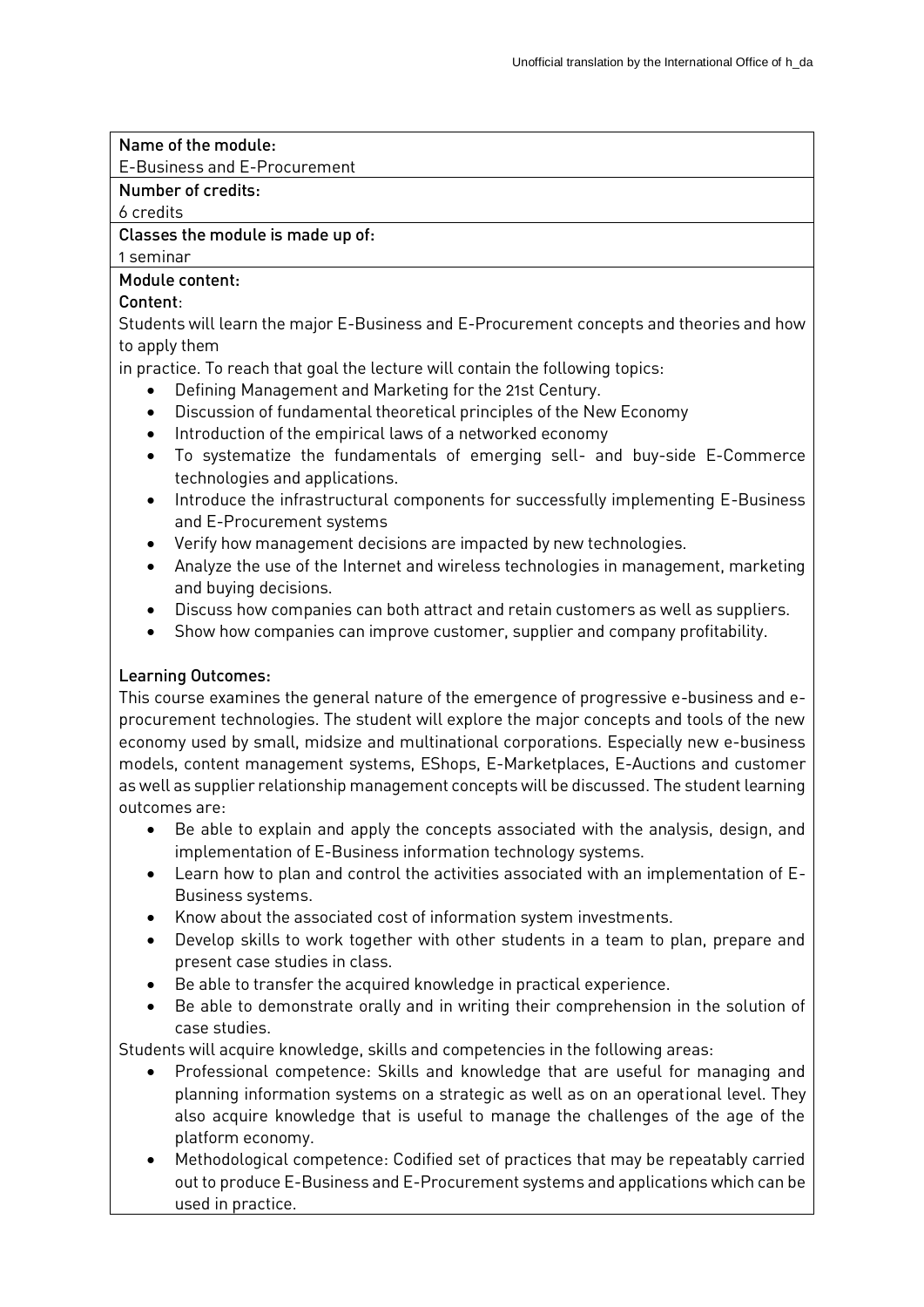**Name of the module:**

E-Business and E-Procurement

**Number of credits:**

6 credits

**Classes the module is made up of:**

1 seminar

**Module content:**

**Content**:

Students will learn the major E-Business and E-Procurement concepts and theories and how to apply them in practice. To reach that goal the lecture will contain the following topics:

- Defining Management and Marketing for the 21st Century.
- Discussion of fundamental theoretical principles of the New Economy
- Introduction of the empirical laws of a networked economy
- To systematize the fundamentals of emerging sell- and buy-side E-Commerce technologies and applications.
- Introduce the infrastructural components for successfully implementing E-Business and E-Procurement systems
- Verify how management decisions are impacted by new technologies.
- Analyze the use of the Internet and wireless technologies in management, marketing and buying decisions.
- Discuss how companies can both attract and retain customers as well as suppliers.
- Show how companies can improve customer, supplier and company profitability.

**Learning Outcomes:**

This course examines the general nature of the emergence of progressive e-business and e-procurement technologies. The student will explore the major concepts and tools of the new economy used by small, midsize and multinational corporations. Especially new e-business models, content management systems, EShops, E-Marketplaces, E-Auctions and customer as well as supplier relationship management concepts will be discussed. The student learning outcomes are:

- Be able to explain and apply the concepts associated with the analysis, design, and implementation of E-Business information technology systems.
- Learn how to plan and control the activities associated with an implementation of E-Business systems.
- Know about the associated cost of information system investments.
- Develop skills to work together with other students in a team to plan, prepare and present case studies in class.
- Be able to transfer the acquired knowledge in practical experience.
- Be able to demonstrate orally and in writing their comprehension in the solution of case studies.

Students will acquire knowledge, skills and competencies in the following areas:

- Professional competence: Skills and knowledge that are useful for managing and planning information systems on a strategic as well as on an operational level. They also acquire knowledge that is useful to manage the challenges of the age of the platform economy.
- Methodological competence: Codified set of practices that may be repeatably carried out to produce E-Business and E-Procurement systems and applications which can be used in practice.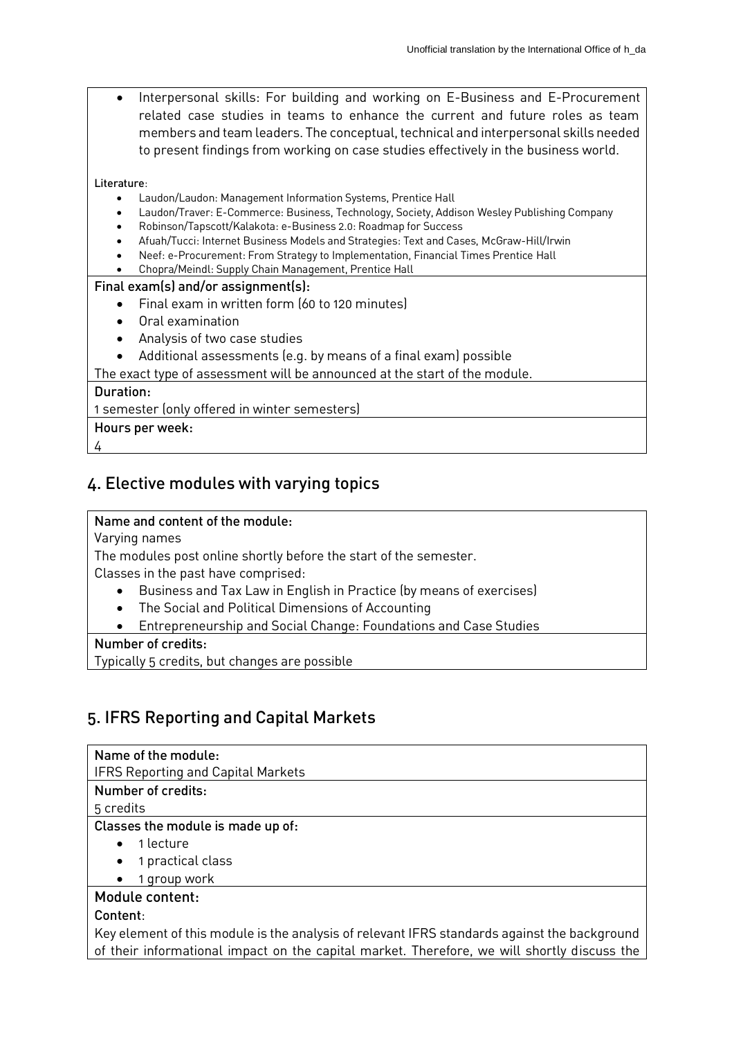- Interpersonal skills: For building and working on E-Business and E-Procurement related case studies in teams to enhance the current and future roles as team members and team leaders. The conceptual, technical and interpersonal skills needed to present findings from working on case studies effectively in the business world.

Literature:

- Laudon/Laudon: Management Information Systems, Prentice Hall
- Laudon/Traver: E-Commerce: Business, Technology, Society, Addison Wesley Publishing Company
- Robinson/Tapscott/Kalakota: e-Business 2.0: Roadmap for Success
- Afuah/Tucci: Internet Business Models and Strategies: Text and Cases, McGraw-Hill/Irwin
- Neef: e-Procurement: From Strategy to Implementation, Financial Times Prentice Hall
- Chopra/Meindl: Supply Chain Management, Prentice Hall

**Final exam(s) and/or assignment(s):**

- Final exam in written form (60 to 120 minutes)
- Oral examination
- Analysis of two case studies
- Additional assessments (e.g. by means of a final exam) possible

The exact type of assessment will be announced at the start of the module.

**Duration:**

1 semester (only offered in winter semesters)

**Hours per week:**

4

## 4. Elective modules with varying topics

**Name and content of the module:**

Varying names

The modules post online shortly before the start of the semester.

Classes in the past have comprised:

- Business and Tax Law in English in Practice (by means of exercises)
- The Social and Political Dimensions of Accounting
- Entrepreneurship and Social Change: Foundations and Case Studies

**Number of credits:**

Typically 5 credits, but changes are possible

## 5. IFRS Reporting and Capital Markets

**Name of the module:**

IFRS Reporting and Capital Markets

**Number of credits:**

5 credits

**Classes the module is made up of:**

- 1 lecture
- 1 practical class
- 1 group work

**Module content:**

**Content**:

Key element of this module is the analysis of relevant IFRS standards against the background of their informational impact on the capital market. Therefore, we will shortly discuss the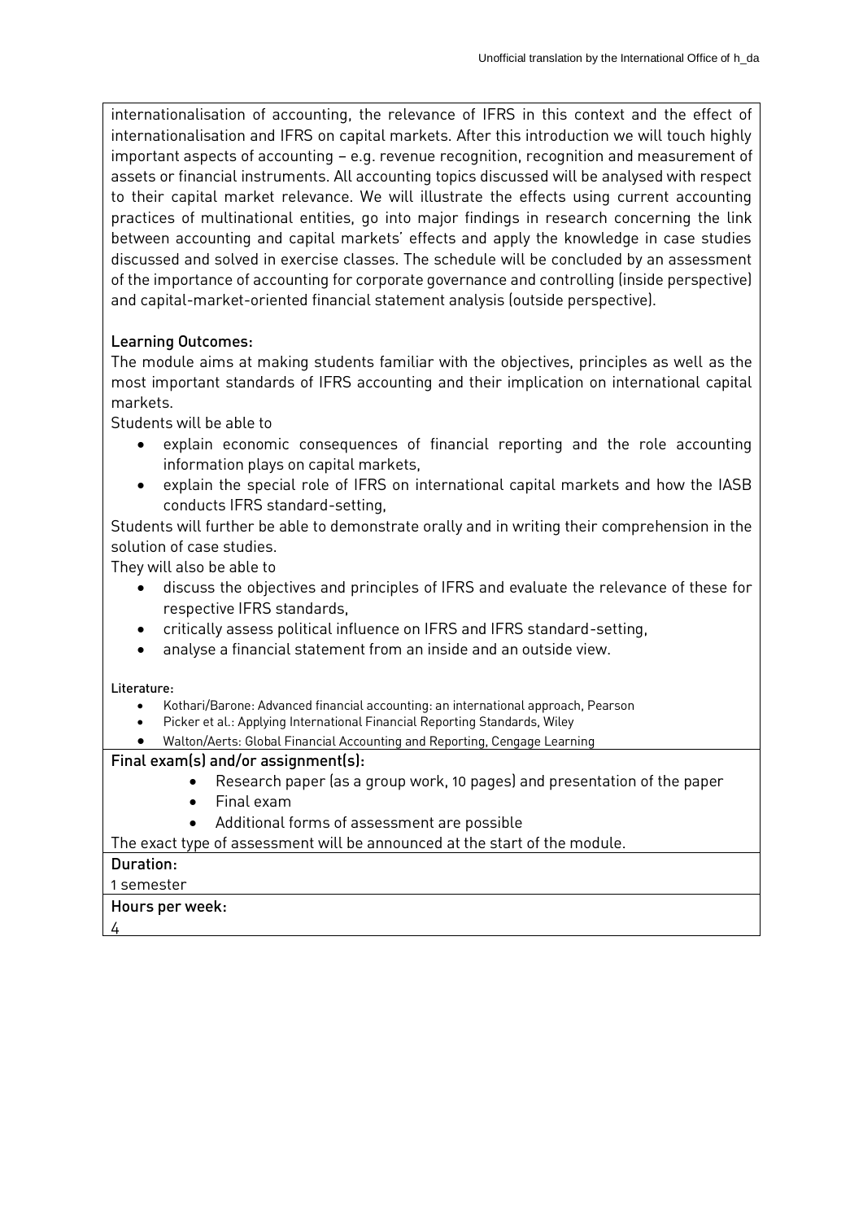internationalisation of accounting, the relevance of IFRS in this context and the effect of internationalisation and IFRS on capital markets. After this introduction we will touch highly important aspects of accounting – e.g. revenue recognition, recognition and measurement of assets or financial instruments. All accounting topics discussed will be analysed with respect to their capital market relevance. We will illustrate the effects using current accounting practices of multinational entities, go into major findings in research concerning the link between accounting and capital markets' effects and apply the knowledge in case studies discussed and solved in exercise classes. The schedule will be concluded by an assessment of the importance of accounting for corporate governance and controlling (inside perspective) and capital-market-oriented financial statement analysis (outside perspective).

**Learning Outcomes:**

The module aims at making students familiar with the objectives, principles as well as the most important standards of IFRS accounting and their implication on international capital markets.

Students will be able to

- explain economic consequences of financial reporting and the role accounting information plays on capital markets,
- explain the special role of IFRS on international capital markets and how the IASB conducts IFRS standard-setting,

Students will further be able to demonstrate orally and in writing their comprehension in the solution of case studies.

They will also be able to

- discuss the objectives and principles of IFRS and evaluate the relevance of these for respective IFRS standards,
- critically assess political influence on IFRS and IFRS standard-setting,
- analyse a financial statement from an inside and an outside view.

**Literature:**

- Kothari/Barone: Advanced financial accounting: an international approach, Pearson
- Picker et al.: Applying International Financial Reporting Standards, Wiley
- Walton/Aerts: Global Financial Accounting and Reporting, Cengage Learning

**Final exam(s) and/or assignment(s):**

- Research paper (as a group work, 10 pages) and presentation of the paper
- Final exam
- Additional forms of assessment are possible

The exact type of assessment will be announced at the start of the module.

**Duration:**

1 semester

**Hours per week:**

4